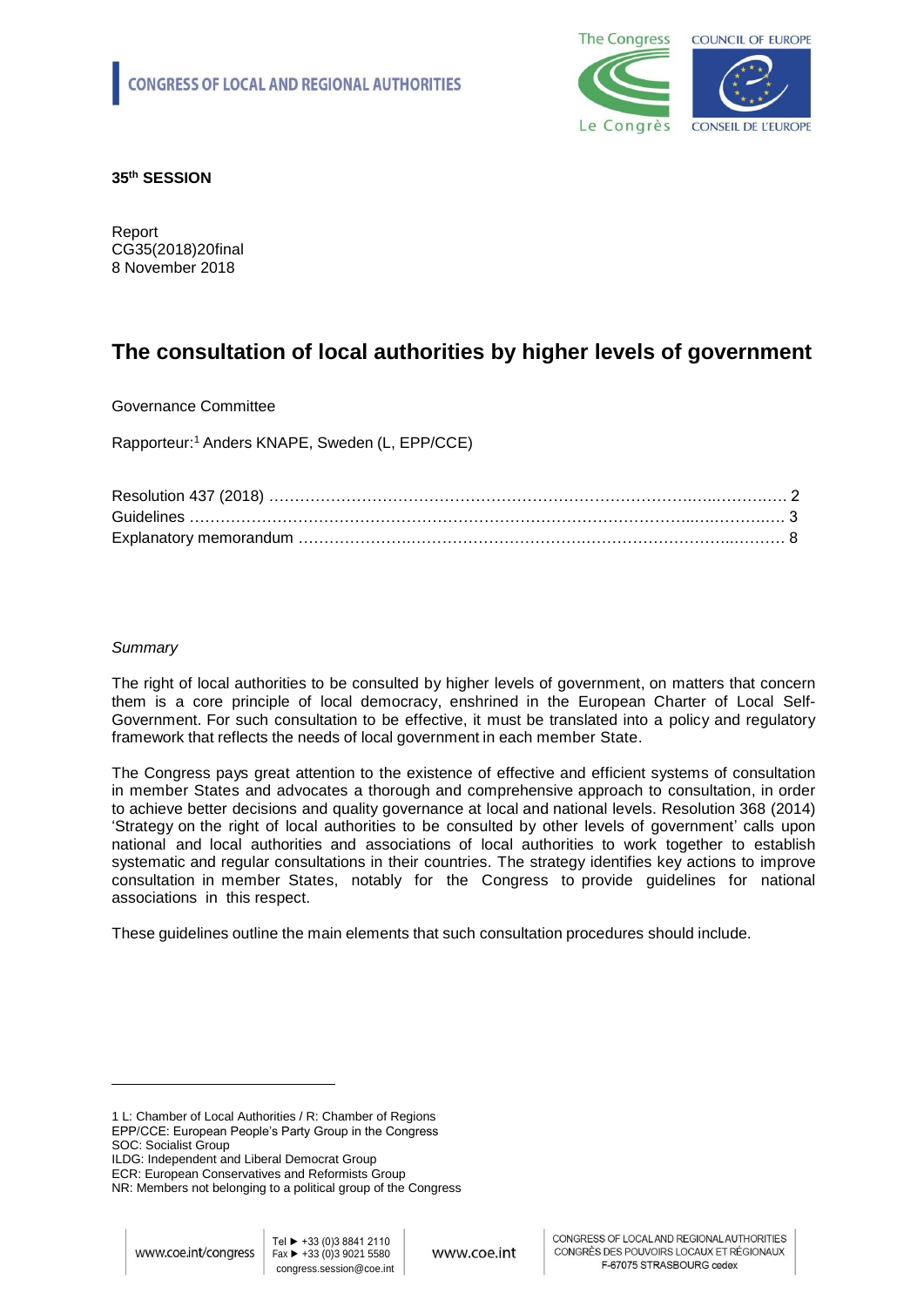**CONGRESS OF LOCAL AND REGIONAL AUTHORITIES**

**35th SESSION**

Report
CG35(2018)20final
8 November 2018

# The consultation of local authorities by higher levels of government

Governance Committee

Rapporteur:[1] Anders KNAPE, Sweden (L, EPP/CCE)

| | |
|---|---|
| Resolution 437 (2018) | 2 |
| Guidelines | 3 |
| Explanatory memorandum | 8 |

*Summary*

The right of local authorities to be consulted by higher levels of government, on matters that concern them is a core principle of local democracy, enshrined in the European Charter of Local Self-Government. For such consultation to be effective, it must be translated into a policy and regulatory framework that reflects the needs of local government in each member State.

The Congress pays great attention to the existence of effective and efficient systems of consultation in member States and advocates a thorough and comprehensive approach to consultation, in order to achieve better decisions and quality governance at local and national levels. Resolution 368 (2014) 'Strategy on the right of local authorities to be consulted by other levels of government' calls upon national and local authorities and associations of local authorities to work together to establish systematic and regular consultations in their countries. The strategy identifies key actions to improve consultation in member States, notably for the Congress to provide guidelines for national associations in this respect.

These guidelines outline the main elements that such consultation procedures should include.

---

1 L: Chamber of Local Authorities / R: Chamber of Regions
EPP/CCE: European People's Party Group in the Congress
SOC: Socialist Group
ILDG: Independent and Liberal Democrat Group
ECR: European Conservatives and Reformists Group
NR: Members not belonging to a political group of the Congress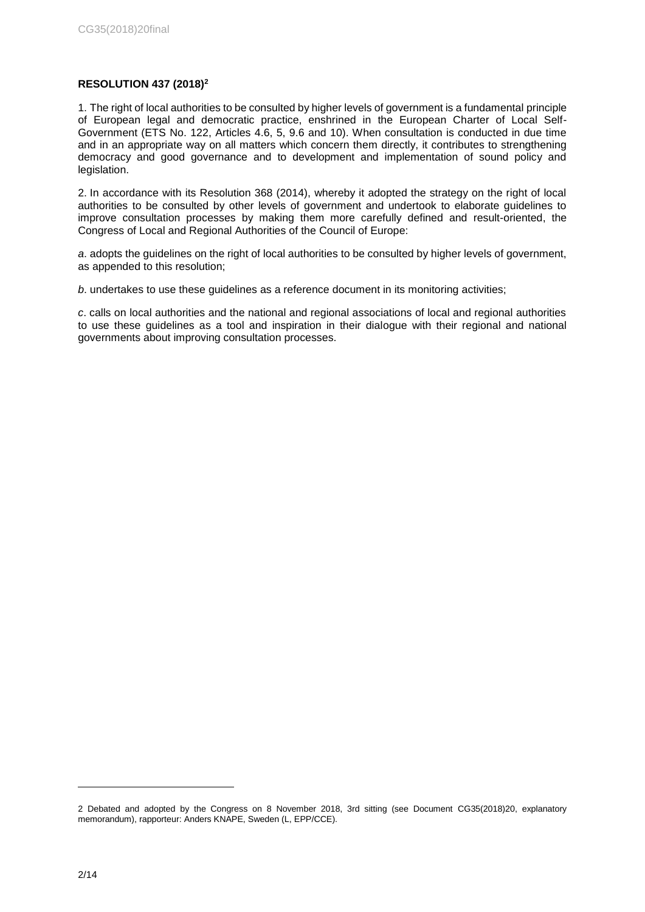**RESOLUTION 437 (2018)[2]**

1. The right of local authorities to be consulted by higher levels of government is a fundamental principle of European legal and democratic practice, enshrined in the European Charter of Local Self-Government (ETS No. 122, Articles 4.6, 5, 9.6 and 10). When consultation is conducted in due time and in an appropriate way on all matters which concern them directly, it contributes to strengthening democracy and good governance and to development and implementation of sound policy and legislation.

2. In accordance with its Resolution 368 (2014), whereby it adopted the strategy on the right of local authorities to be consulted by other levels of government and undertook to elaborate guidelines to improve consultation processes by making them more carefully defined and result-oriented, the Congress of Local and Regional Authorities of the Council of Europe:

*a*. adopts the guidelines on the right of local authorities to be consulted by higher levels of government, as appended to this resolution;

*b*. undertakes to use these guidelines as a reference document in its monitoring activities;

*c*. calls on local authorities and the national and regional associations of local and regional authorities to use these guidelines as a tool and inspiration in their dialogue with their regional and national governments about improving consultation processes.

---

2 Debated and adopted by the Congress on 8 November 2018, 3rd sitting (see Document CG35(2018)20, explanatory memorandum), rapporteur: Anders KNAPE, Sweden (L, EPP/CCE).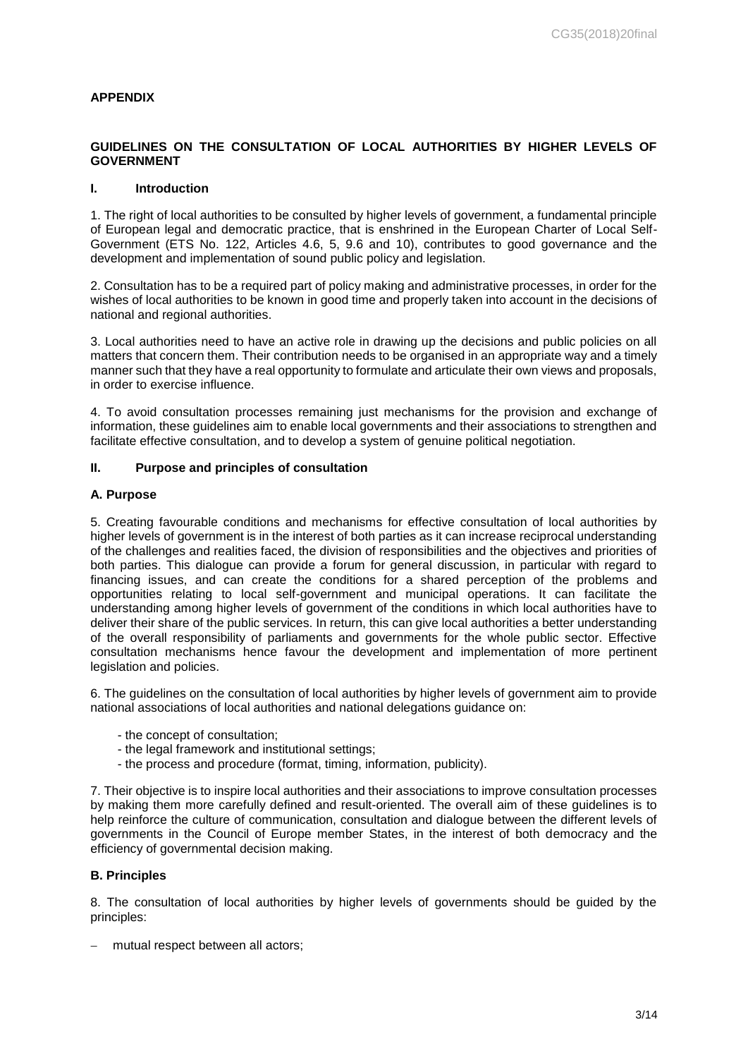**APPENDIX**

## GUIDELINES ON THE CONSULTATION OF LOCAL AUTHORITIES BY HIGHER LEVELS OF GOVERNMENT

### I. Introduction

1. The right of local authorities to be consulted by higher levels of government, a fundamental principle of European legal and democratic practice, that is enshrined in the European Charter of Local Self-Government (ETS No. 122, Articles 4.6, 5, 9.6 and 10), contributes to good governance and the development and implementation of sound public policy and legislation.

2. Consultation has to be a required part of policy making and administrative processes, in order for the wishes of local authorities to be known in good time and properly taken into account in the decisions of national and regional authorities.

3. Local authorities need to have an active role in drawing up the decisions and public policies on all matters that concern them. Their contribution needs to be organised in an appropriate way and a timely manner such that they have a real opportunity to formulate and articulate their own views and proposals, in order to exercise influence.

4. To avoid consultation processes remaining just mechanisms for the provision and exchange of information, these guidelines aim to enable local governments and their associations to strengthen and facilitate effective consultation, and to develop a system of genuine political negotiation.

### II. Purpose and principles of consultation

#### A. Purpose

5. Creating favourable conditions and mechanisms for effective consultation of local authorities by higher levels of government is in the interest of both parties as it can increase reciprocal understanding of the challenges and realities faced, the division of responsibilities and the objectives and priorities of both parties. This dialogue can provide a forum for general discussion, in particular with regard to financing issues, and can create the conditions for a shared perception of the problems and opportunities relating to local self-government and municipal operations. It can facilitate the understanding among higher levels of government of the conditions in which local authorities have to deliver their share of the public services. In return, this can give local authorities a better understanding of the overall responsibility of parliaments and governments for the whole public sector. Effective consultation mechanisms hence favour the development and implementation of more pertinent legislation and policies.

6. The guidelines on the consultation of local authorities by higher levels of government aim to provide national associations of local authorities and national delegations guidance on:

- the concept of consultation;
- the legal framework and institutional settings;
- the process and procedure (format, timing, information, publicity).

7. Their objective is to inspire local authorities and their associations to improve consultation processes by making them more carefully defined and result-oriented. The overall aim of these guidelines is to help reinforce the culture of communication, consultation and dialogue between the different levels of governments in the Council of Europe member States, in the interest of both democracy and the efficiency of governmental decision making.

#### B. Principles

8. The consultation of local authorities by higher levels of governments should be guided by the principles:

- mutual respect between all actors;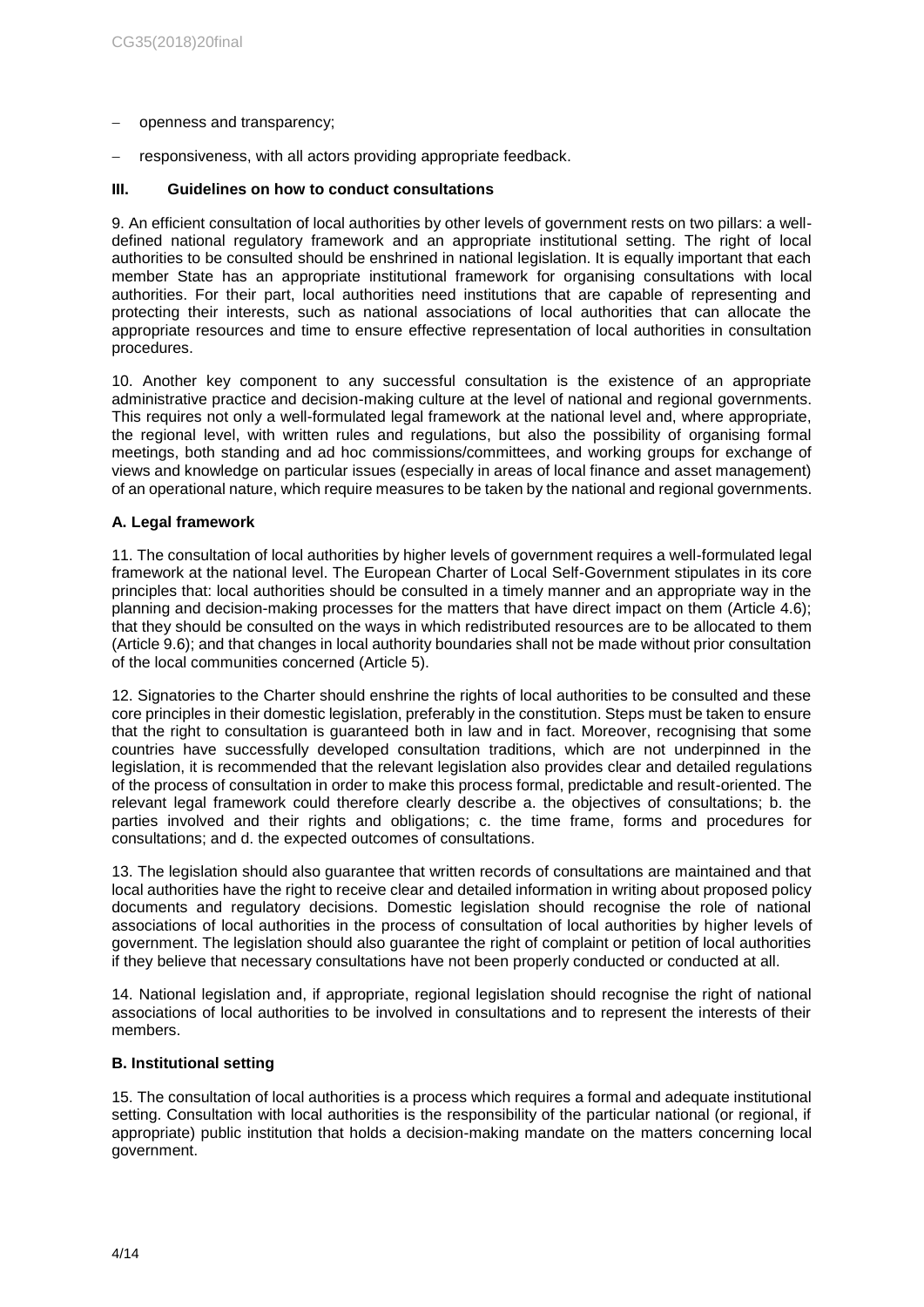- openness and transparency;
- responsiveness, with all actors providing appropriate feedback.

## III. Guidelines on how to conduct consultations

9. An efficient consultation of local authorities by other levels of government rests on two pillars: a well-defined national regulatory framework and an appropriate institutional setting. The right of local authorities to be consulted should be enshrined in national legislation. It is equally important that each member State has an appropriate institutional framework for organising consultations with local authorities. For their part, local authorities need institutions that are capable of representing and protecting their interests, such as national associations of local authorities that can allocate the appropriate resources and time to ensure effective representation of local authorities in consultation procedures.

10. Another key component to any successful consultation is the existence of an appropriate administrative practice and decision-making culture at the level of national and regional governments. This requires not only a well-formulated legal framework at the national level and, where appropriate, the regional level, with written rules and regulations, but also the possibility of organising formal meetings, both standing and ad hoc commissions/committees, and working groups for exchange of views and knowledge on particular issues (especially in areas of local finance and asset management) of an operational nature, which require measures to be taken by the national and regional governments.

### A. Legal framework

11. The consultation of local authorities by higher levels of government requires a well-formulated legal framework at the national level. The European Charter of Local Self-Government stipulates in its core principles that: local authorities should be consulted in a timely manner and an appropriate way in the planning and decision-making processes for the matters that have direct impact on them (Article 4.6); that they should be consulted on the ways in which redistributed resources are to be allocated to them (Article 9.6); and that changes in local authority boundaries shall not be made without prior consultation of the local communities concerned (Article 5).

12. Signatories to the Charter should enshrine the rights of local authorities to be consulted and these core principles in their domestic legislation, preferably in the constitution. Steps must be taken to ensure that the right to consultation is guaranteed both in law and in fact. Moreover, recognising that some countries have successfully developed consultation traditions, which are not underpinned in the legislation, it is recommended that the relevant legislation also provides clear and detailed regulations of the process of consultation in order to make this process formal, predictable and result-oriented. The relevant legal framework could therefore clearly describe a. the objectives of consultations; b. the parties involved and their rights and obligations; c. the time frame, forms and procedures for consultations; and d. the expected outcomes of consultations.

13. The legislation should also guarantee that written records of consultations are maintained and that local authorities have the right to receive clear and detailed information in writing about proposed policy documents and regulatory decisions. Domestic legislation should recognise the role of national associations of local authorities in the process of consultation of local authorities by higher levels of government. The legislation should also guarantee the right of complaint or petition of local authorities if they believe that necessary consultations have not been properly conducted or conducted at all.

14. National legislation and, if appropriate, regional legislation should recognise the right of national associations of local authorities to be involved in consultations and to represent the interests of their members.

### B. Institutional setting

15. The consultation of local authorities is a process which requires a formal and adequate institutional setting. Consultation with local authorities is the responsibility of the particular national (or regional, if appropriate) public institution that holds a decision-making mandate on the matters concerning local government.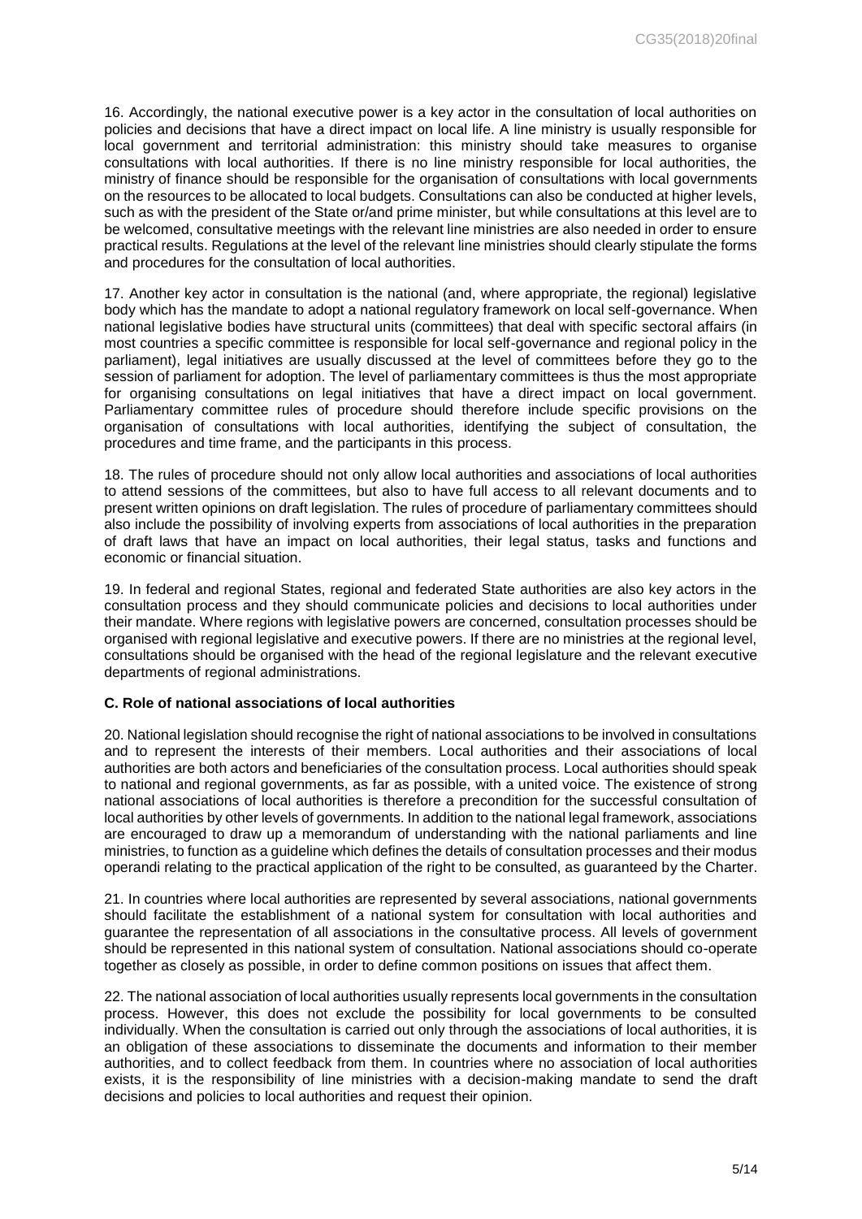16. Accordingly, the national executive power is a key actor in the consultation of local authorities on policies and decisions that have a direct impact on local life. A line ministry is usually responsible for local government and territorial administration: this ministry should take measures to organise consultations with local authorities. If there is no line ministry responsible for local authorities, the ministry of finance should be responsible for the organisation of consultations with local governments on the resources to be allocated to local budgets. Consultations can also be conducted at higher levels, such as with the president of the State or/and prime minister, but while consultations at this level are to be welcomed, consultative meetings with the relevant line ministries are also needed in order to ensure practical results. Regulations at the level of the relevant line ministries should clearly stipulate the forms and procedures for the consultation of local authorities.

17. Another key actor in consultation is the national (and, where appropriate, the regional) legislative body which has the mandate to adopt a national regulatory framework on local self-governance. When national legislative bodies have structural units (committees) that deal with specific sectoral affairs (in most countries a specific committee is responsible for local self-governance and regional policy in the parliament), legal initiatives are usually discussed at the level of committees before they go to the session of parliament for adoption. The level of parliamentary committees is thus the most appropriate for organising consultations on legal initiatives that have a direct impact on local government. Parliamentary committee rules of procedure should therefore include specific provisions on the organisation of consultations with local authorities, identifying the subject of consultation, the procedures and time frame, and the participants in this process.

18. The rules of procedure should not only allow local authorities and associations of local authorities to attend sessions of the committees, but also to have full access to all relevant documents and to present written opinions on draft legislation. The rules of procedure of parliamentary committees should also include the possibility of involving experts from associations of local authorities in the preparation of draft laws that have an impact on local authorities, their legal status, tasks and functions and economic or financial situation.

19. In federal and regional States, regional and federated State authorities are also key actors in the consultation process and they should communicate policies and decisions to local authorities under their mandate. Where regions with legislative powers are concerned, consultation processes should be organised with regional legislative and executive powers. If there are no ministries at the regional level, consultations should be organised with the head of the regional legislature and the relevant executive departments of regional administrations.

**C. Role of national associations of local authorities**

20. National legislation should recognise the right of national associations to be involved in consultations and to represent the interests of their members. Local authorities and their associations of local authorities are both actors and beneficiaries of the consultation process. Local authorities should speak to national and regional governments, as far as possible, with a united voice. The existence of strong national associations of local authorities is therefore a precondition for the successful consultation of local authorities by other levels of governments. In addition to the national legal framework, associations are encouraged to draw up a memorandum of understanding with the national parliaments and line ministries, to function as a guideline which defines the details of consultation processes and their modus operandi relating to the practical application of the right to be consulted, as guaranteed by the Charter.

21. In countries where local authorities are represented by several associations, national governments should facilitate the establishment of a national system for consultation with local authorities and guarantee the representation of all associations in the consultative process. All levels of government should be represented in this national system of consultation. National associations should co-operate together as closely as possible, in order to define common positions on issues that affect them.

22. The national association of local authorities usually represents local governments in the consultation process. However, this does not exclude the possibility for local governments to be consulted individually. When the consultation is carried out only through the associations of local authorities, it is an obligation of these associations to disseminate the documents and information to their member authorities, and to collect feedback from them. In countries where no association of local authorities exists, it is the responsibility of line ministries with a decision-making mandate to send the draft decisions and policies to local authorities and request their opinion.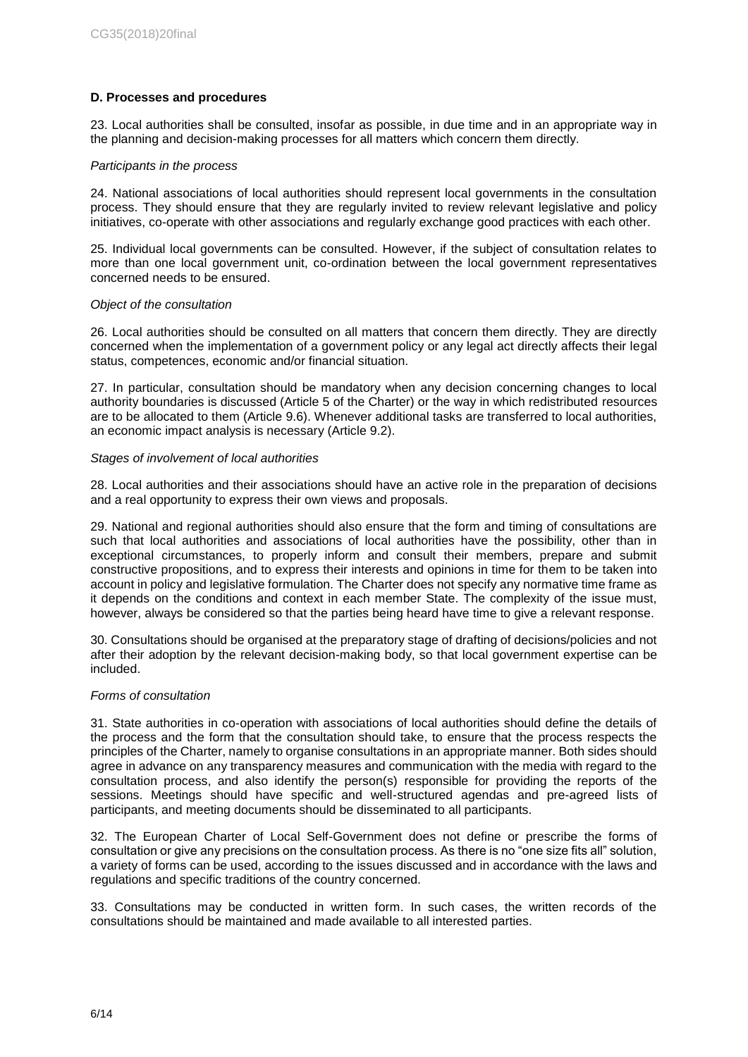### D. Processes and procedures

23. Local authorities shall be consulted, insofar as possible, in due time and in an appropriate way in the planning and decision-making processes for all matters which concern them directly.

*Participants in the process*

24. National associations of local authorities should represent local governments in the consultation process. They should ensure that they are regularly invited to review relevant legislative and policy initiatives, co-operate with other associations and regularly exchange good practices with each other.

25. Individual local governments can be consulted. However, if the subject of consultation relates to more than one local government unit, co-ordination between the local government representatives concerned needs to be ensured.

*Object of the consultation*

26. Local authorities should be consulted on all matters that concern them directly. They are directly concerned when the implementation of a government policy or any legal act directly affects their legal status, competences, economic and/or financial situation.

27. In particular, consultation should be mandatory when any decision concerning changes to local authority boundaries is discussed (Article 5 of the Charter) or the way in which redistributed resources are to be allocated to them (Article 9.6). Whenever additional tasks are transferred to local authorities, an economic impact analysis is necessary (Article 9.2).

*Stages of involvement of local authorities*

28. Local authorities and their associations should have an active role in the preparation of decisions and a real opportunity to express their own views and proposals.

29. National and regional authorities should also ensure that the form and timing of consultations are such that local authorities and associations of local authorities have the possibility, other than in exceptional circumstances, to properly inform and consult their members, prepare and submit constructive propositions, and to express their interests and opinions in time for them to be taken into account in policy and legislative formulation. The Charter does not specify any normative time frame as it depends on the conditions and context in each member State. The complexity of the issue must, however, always be considered so that the parties being heard have time to give a relevant response.

30. Consultations should be organised at the preparatory stage of drafting of decisions/policies and not after their adoption by the relevant decision-making body, so that local government expertise can be included.

*Forms of consultation*

31. State authorities in co-operation with associations of local authorities should define the details of the process and the form that the consultation should take, to ensure that the process respects the principles of the Charter, namely to organise consultations in an appropriate manner. Both sides should agree in advance on any transparency measures and communication with the media with regard to the consultation process, and also identify the person(s) responsible for providing the reports of the sessions. Meetings should have specific and well-structured agendas and pre-agreed lists of participants, and meeting documents should be disseminated to all participants.

32. The European Charter of Local Self-Government does not define or prescribe the forms of consultation or give any precisions on the consultation process. As there is no "one size fits all" solution, a variety of forms can be used, according to the issues discussed and in accordance with the laws and regulations and specific traditions of the country concerned.

33. Consultations may be conducted in written form. In such cases, the written records of the consultations should be maintained and made available to all interested parties.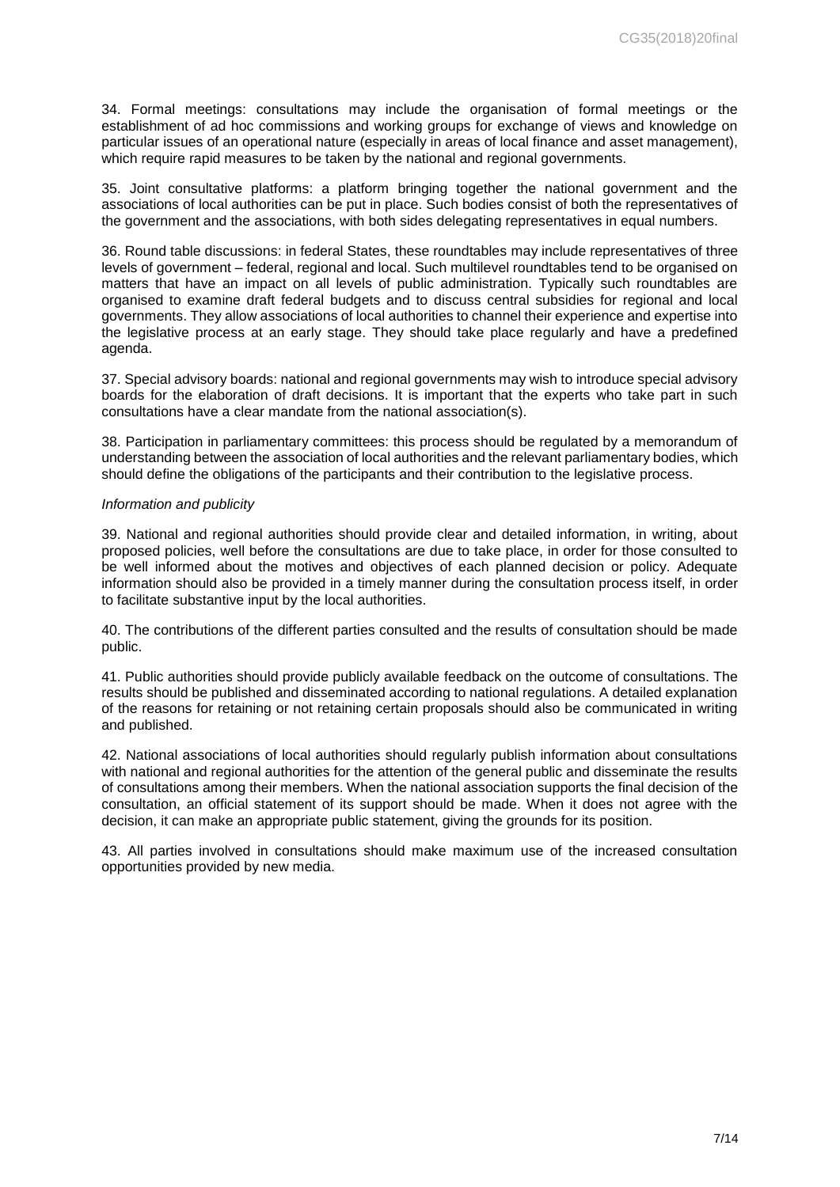34. Formal meetings: consultations may include the organisation of formal meetings or the establishment of ad hoc commissions and working groups for exchange of views and knowledge on particular issues of an operational nature (especially in areas of local finance and asset management), which require rapid measures to be taken by the national and regional governments.

35. Joint consultative platforms: a platform bringing together the national government and the associations of local authorities can be put in place. Such bodies consist of both the representatives of the government and the associations, with both sides delegating representatives in equal numbers.

36. Round table discussions: in federal States, these roundtables may include representatives of three levels of government – federal, regional and local. Such multilevel roundtables tend to be organised on matters that have an impact on all levels of public administration. Typically such roundtables are organised to examine draft federal budgets and to discuss central subsidies for regional and local governments. They allow associations of local authorities to channel their experience and expertise into the legislative process at an early stage. They should take place regularly and have a predefined agenda.

37. Special advisory boards: national and regional governments may wish to introduce special advisory boards for the elaboration of draft decisions. It is important that the experts who take part in such consultations have a clear mandate from the national association(s).

38. Participation in parliamentary committees: this process should be regulated by a memorandum of understanding between the association of local authorities and the relevant parliamentary bodies, which should define the obligations of the participants and their contribution to the legislative process.

*Information and publicity*

39. National and regional authorities should provide clear and detailed information, in writing, about proposed policies, well before the consultations are due to take place, in order for those consulted to be well informed about the motives and objectives of each planned decision or policy. Adequate information should also be provided in a timely manner during the consultation process itself, in order to facilitate substantive input by the local authorities.

40. The contributions of the different parties consulted and the results of consultation should be made public.

41. Public authorities should provide publicly available feedback on the outcome of consultations. The results should be published and disseminated according to national regulations. A detailed explanation of the reasons for retaining or not retaining certain proposals should also be communicated in writing and published.

42. National associations of local authorities should regularly publish information about consultations with national and regional authorities for the attention of the general public and disseminate the results of consultations among their members. When the national association supports the final decision of the consultation, an official statement of its support should be made. When it does not agree with the decision, it can make an appropriate public statement, giving the grounds for its position.

43. All parties involved in consultations should make maximum use of the increased consultation opportunities provided by new media.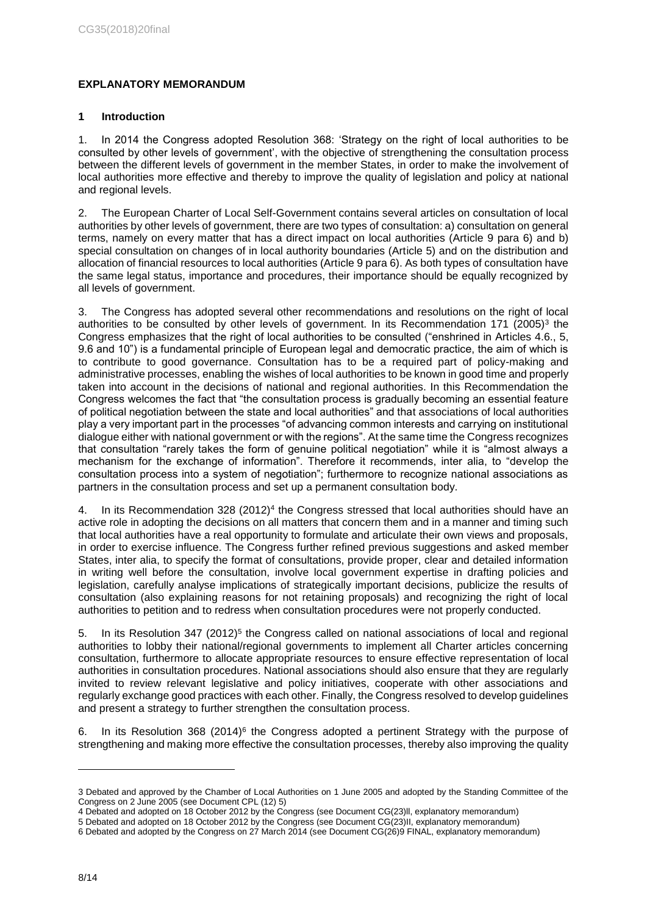## EXPLANATORY MEMORANDUM

### 1 Introduction

1. In 2014 the Congress adopted Resolution 368: 'Strategy on the right of local authorities to be consulted by other levels of government', with the objective of strengthening the consultation process between the different levels of government in the member States, in order to make the involvement of local authorities more effective and thereby to improve the quality of legislation and policy at national and regional levels.

2. The European Charter of Local Self-Government contains several articles on consultation of local authorities by other levels of government, there are two types of consultation: a) consultation on general terms, namely on every matter that has a direct impact on local authorities (Article 9 para 6) and b) special consultation on changes of in local authority boundaries (Article 5) and on the distribution and allocation of financial resources to local authorities (Article 9 para 6). As both types of consultation have the same legal status, importance and procedures, their importance should be equally recognized by all levels of government.

3. The Congress has adopted several other recommendations and resolutions on the right of local authorities to be consulted by other levels of government. In its Recommendation 171 (2005)[3] the Congress emphasizes that the right of local authorities to be consulted ("enshrined in Articles 4.6., 5, 9.6 and 10") is a fundamental principle of European legal and democratic practice, the aim of which is to contribute to good governance. Consultation has to be a required part of policy-making and administrative processes, enabling the wishes of local authorities to be known in good time and properly taken into account in the decisions of national and regional authorities. In this Recommendation the Congress welcomes the fact that "the consultation process is gradually becoming an essential feature of political negotiation between the state and local authorities" and that associations of local authorities play a very important part in the processes "of advancing common interests and carrying on institutional dialogue either with national government or with the regions". At the same time the Congress recognizes that consultation "rarely takes the form of genuine political negotiation" while it is "almost always a mechanism for the exchange of information". Therefore it recommends, inter alia, to "develop the consultation process into a system of negotiation"; furthermore to recognize national associations as partners in the consultation process and set up a permanent consultation body.

4. In its Recommendation 328 (2012)[4] the Congress stressed that local authorities should have an active role in adopting the decisions on all matters that concern them and in a manner and timing such that local authorities have a real opportunity to formulate and articulate their own views and proposals, in order to exercise influence. The Congress further refined previous suggestions and asked member States, inter alia, to specify the format of consultations, provide proper, clear and detailed information in writing well before the consultation, involve local government expertise in drafting policies and legislation, carefully analyse implications of strategically important decisions, publicize the results of consultation (also explaining reasons for not retaining proposals) and recognizing the right of local authorities to petition and to redress when consultation procedures were not properly conducted.

5. In its Resolution 347 (2012)[5] the Congress called on national associations of local and regional authorities to lobby their national/regional governments to implement all Charter articles concerning consultation, furthermore to allocate appropriate resources to ensure effective representation of local authorities in consultation procedures. National associations should also ensure that they are regularly invited to review relevant legislative and policy initiatives, cooperate with other associations and regularly exchange good practices with each other. Finally, the Congress resolved to develop guidelines and present a strategy to further strengthen the consultation process.

6. In its Resolution 368 (2014)[6] the Congress adopted a pertinent Strategy with the purpose of strengthening and making more effective the consultation processes, thereby also improving the quality

---

3 Debated and approved by the Chamber of Local Authorities on 1 June 2005 and adopted by the Standing Committee of the Congress on 2 June 2005 (see Document CPL (12) 5)

4 Debated and adopted on 18 October 2012 by the Congress (see Document CG(23)ll, explanatory memorandum)

5 Debated and adopted on 18 October 2012 by the Congress (see Document CG(23)II, explanatory memorandum)

6 Debated and adopted by the Congress on 27 March 2014 (see Document CG(26)9 FINAL, explanatory memorandum)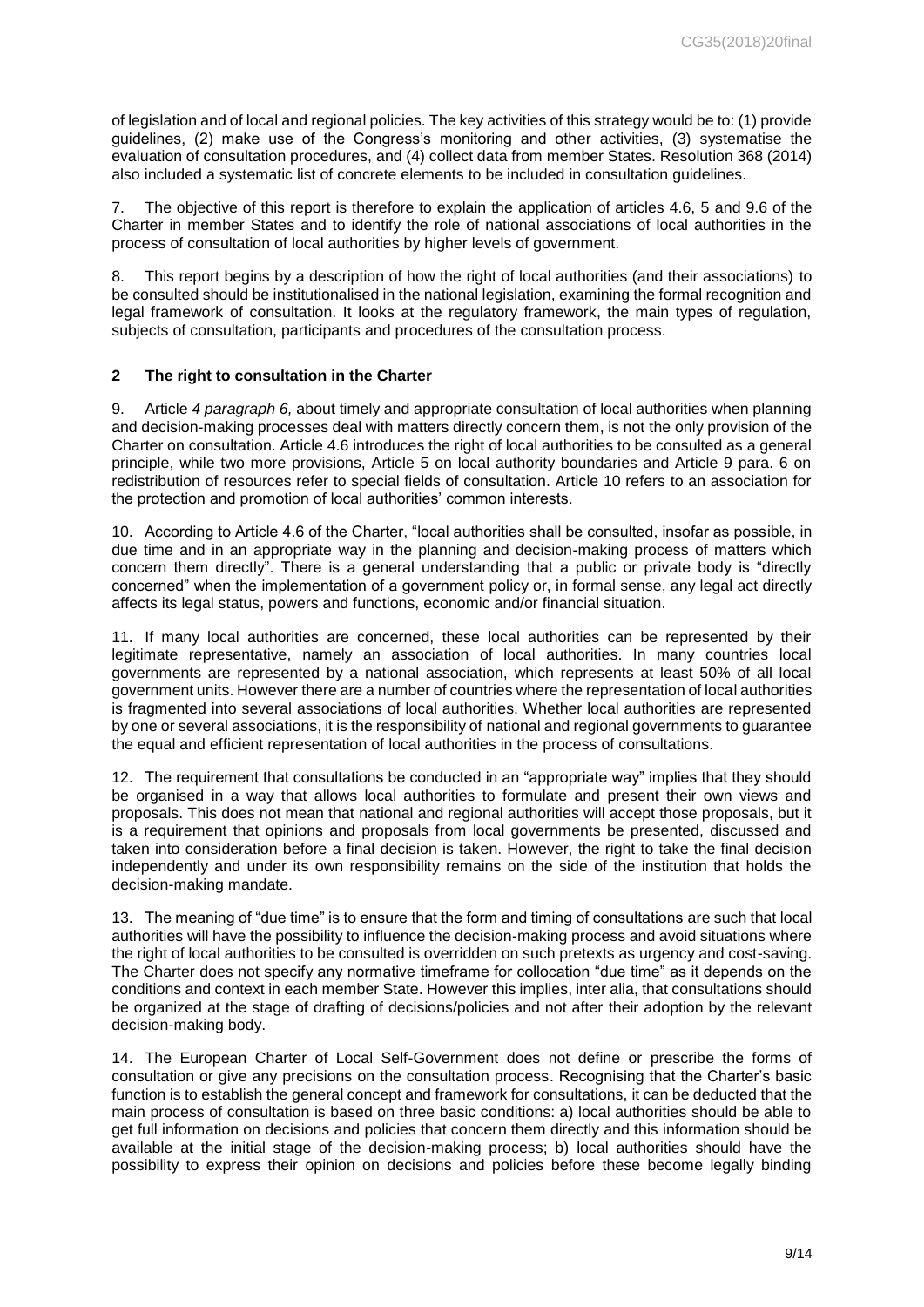of legislation and of local and regional policies. The key activities of this strategy would be to: (1) provide guidelines, (2) make use of the Congress's monitoring and other activities, (3) systematise the evaluation of consultation procedures, and (4) collect data from member States. Resolution 368 (2014) also included a systematic list of concrete elements to be included in consultation guidelines.

7. The objective of this report is therefore to explain the application of articles 4.6, 5 and 9.6 of the Charter in member States and to identify the role of national associations of local authorities in the process of consultation of local authorities by higher levels of government.

8. This report begins by a description of how the right of local authorities (and their associations) to be consulted should be institutionalised in the national legislation, examining the formal recognition and legal framework of consultation. It looks at the regulatory framework, the main types of regulation, subjects of consultation, participants and procedures of the consultation process.

## 2 The right to consultation in the Charter

9. Article *4 paragraph 6,* about timely and appropriate consultation of local authorities when planning and decision-making processes deal with matters directly concern them, is not the only provision of the Charter on consultation. Article 4.6 introduces the right of local authorities to be consulted as a general principle, while two more provisions, Article 5 on local authority boundaries and Article 9 para. 6 on redistribution of resources refer to special fields of consultation. Article 10 refers to an association for the protection and promotion of local authorities' common interests.

10. According to Article 4.6 of the Charter, "local authorities shall be consulted, insofar as possible, in due time and in an appropriate way in the planning and decision-making process of matters which concern them directly". There is a general understanding that a public or private body is "directly concerned" when the implementation of a government policy or, in formal sense, any legal act directly affects its legal status, powers and functions, economic and/or financial situation.

11. If many local authorities are concerned, these local authorities can be represented by their legitimate representative, namely an association of local authorities. In many countries local governments are represented by a national association, which represents at least 50% of all local government units. However there are a number of countries where the representation of local authorities is fragmented into several associations of local authorities. Whether local authorities are represented by one or several associations, it is the responsibility of national and regional governments to guarantee the equal and efficient representation of local authorities in the process of consultations.

12. The requirement that consultations be conducted in an "appropriate way" implies that they should be organised in a way that allows local authorities to formulate and present their own views and proposals. This does not mean that national and regional authorities will accept those proposals, but it is a requirement that opinions and proposals from local governments be presented, discussed and taken into consideration before a final decision is taken. However, the right to take the final decision independently and under its own responsibility remains on the side of the institution that holds the decision-making mandate.

13. The meaning of "due time" is to ensure that the form and timing of consultations are such that local authorities will have the possibility to influence the decision-making process and avoid situations where the right of local authorities to be consulted is overridden on such pretexts as urgency and cost-saving. The Charter does not specify any normative timeframe for collocation "due time" as it depends on the conditions and context in each member State. However this implies, inter alia, that consultations should be organized at the stage of drafting of decisions/policies and not after their adoption by the relevant decision-making body.

14. The European Charter of Local Self-Government does not define or prescribe the forms of consultation or give any precisions on the consultation process. Recognising that the Charter's basic function is to establish the general concept and framework for consultations, it can be deducted that the main process of consultation is based on three basic conditions: a) local authorities should be able to get full information on decisions and policies that concern them directly and this information should be available at the initial stage of the decision-making process; b) local authorities should have the possibility to express their opinion on decisions and policies before these become legally binding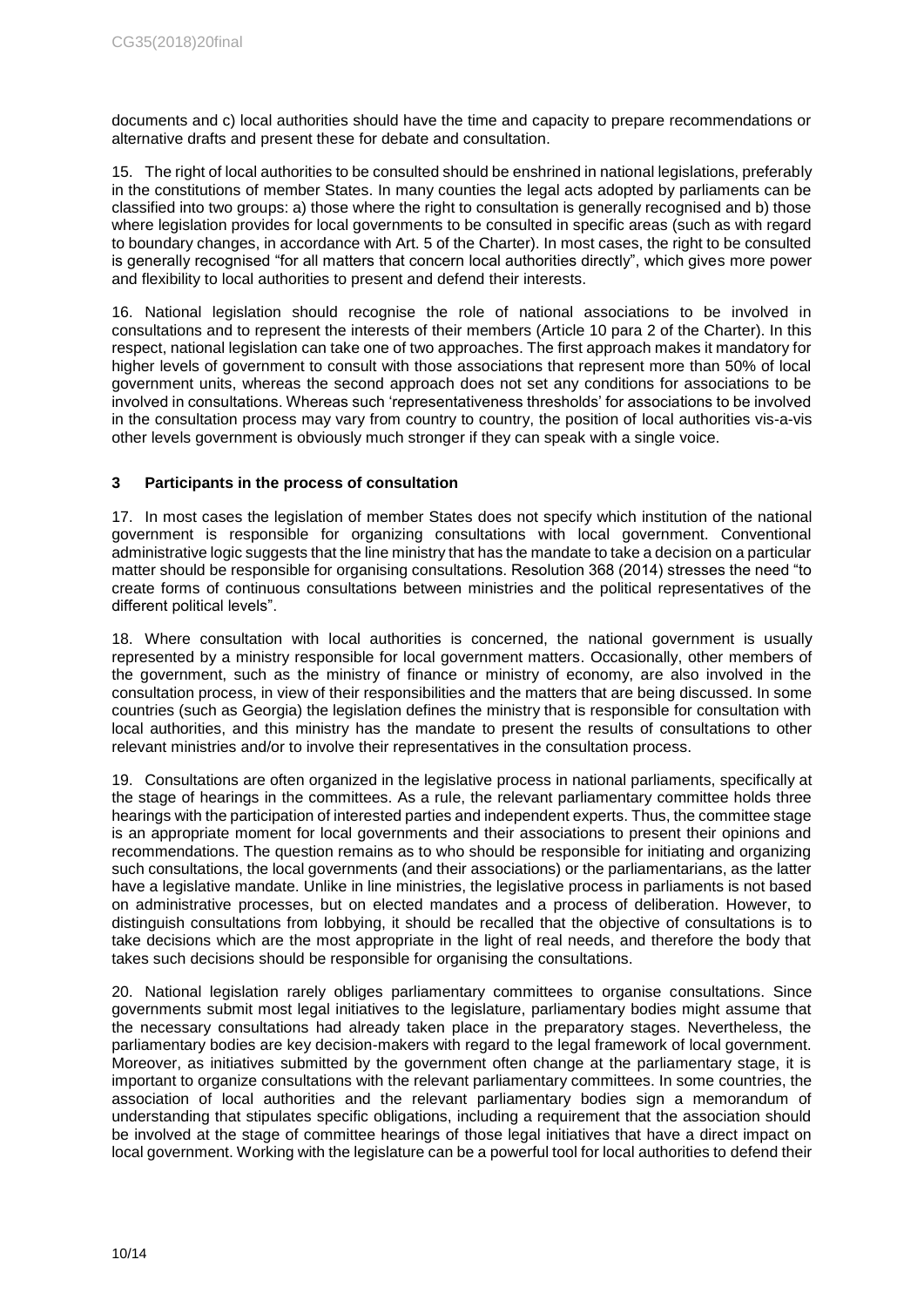documents and c) local authorities should have the time and capacity to prepare recommendations or alternative drafts and present these for debate and consultation.

15. The right of local authorities to be consulted should be enshrined in national legislations, preferably in the constitutions of member States. In many counties the legal acts adopted by parliaments can be classified into two groups: a) those where the right to consultation is generally recognised and b) those where legislation provides for local governments to be consulted in specific areas (such as with regard to boundary changes, in accordance with Art. 5 of the Charter). In most cases, the right to be consulted is generally recognised "for all matters that concern local authorities directly", which gives more power and flexibility to local authorities to present and defend their interests.

16. National legislation should recognise the role of national associations to be involved in consultations and to represent the interests of their members (Article 10 para 2 of the Charter). In this respect, national legislation can take one of two approaches. The first approach makes it mandatory for higher levels of government to consult with those associations that represent more than 50% of local government units, whereas the second approach does not set any conditions for associations to be involved in consultations. Whereas such 'representativeness thresholds' for associations to be involved in the consultation process may vary from country to country, the position of local authorities vis-a-vis other levels government is obviously much stronger if they can speak with a single voice.

## 3 Participants in the process of consultation

17. In most cases the legislation of member States does not specify which institution of the national government is responsible for organizing consultations with local government. Conventional administrative logic suggests that the line ministry that has the mandate to take a decision on a particular matter should be responsible for organising consultations. Resolution 368 (2014) stresses the need "to create forms of continuous consultations between ministries and the political representatives of the different political levels".

18. Where consultation with local authorities is concerned, the national government is usually represented by a ministry responsible for local government matters. Occasionally, other members of the government, such as the ministry of finance or ministry of economy, are also involved in the consultation process, in view of their responsibilities and the matters that are being discussed. In some countries (such as Georgia) the legislation defines the ministry that is responsible for consultation with local authorities, and this ministry has the mandate to present the results of consultations to other relevant ministries and/or to involve their representatives in the consultation process.

19. Consultations are often organized in the legislative process in national parliaments, specifically at the stage of hearings in the committees. As a rule, the relevant parliamentary committee holds three hearings with the participation of interested parties and independent experts. Thus, the committee stage is an appropriate moment for local governments and their associations to present their opinions and recommendations. The question remains as to who should be responsible for initiating and organizing such consultations, the local governments (and their associations) or the parliamentarians, as the latter have a legislative mandate. Unlike in line ministries, the legislative process in parliaments is not based on administrative processes, but on elected mandates and a process of deliberation. However, to distinguish consultations from lobbying, it should be recalled that the objective of consultations is to take decisions which are the most appropriate in the light of real needs, and therefore the body that takes such decisions should be responsible for organising the consultations.

20. National legislation rarely obliges parliamentary committees to organise consultations. Since governments submit most legal initiatives to the legislature, parliamentary bodies might assume that the necessary consultations had already taken place in the preparatory stages. Nevertheless, the parliamentary bodies are key decision-makers with regard to the legal framework of local government. Moreover, as initiatives submitted by the government often change at the parliamentary stage, it is important to organize consultations with the relevant parliamentary committees. In some countries, the association of local authorities and the relevant parliamentary bodies sign a memorandum of understanding that stipulates specific obligations, including a requirement that the association should be involved at the stage of committee hearings of those legal initiatives that have a direct impact on local government. Working with the legislature can be a powerful tool for local authorities to defend their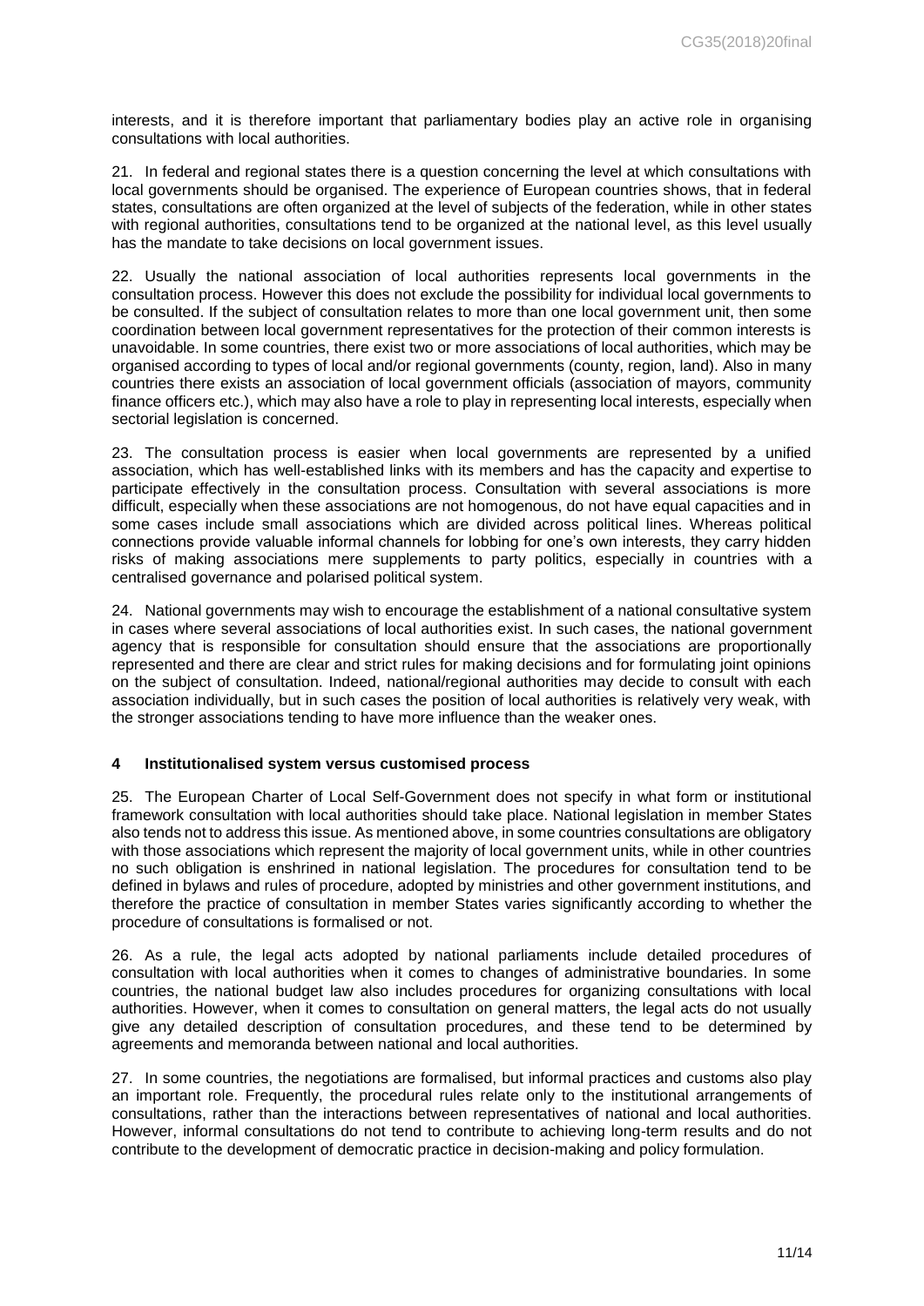interests, and it is therefore important that parliamentary bodies play an active role in organising consultations with local authorities.

21. In federal and regional states there is a question concerning the level at which consultations with local governments should be organised. The experience of European countries shows, that in federal states, consultations are often organized at the level of subjects of the federation, while in other states with regional authorities, consultations tend to be organized at the national level, as this level usually has the mandate to take decisions on local government issues.

22. Usually the national association of local authorities represents local governments in the consultation process. However this does not exclude the possibility for individual local governments to be consulted. If the subject of consultation relates to more than one local government unit, then some coordination between local government representatives for the protection of their common interests is unavoidable. In some countries, there exist two or more associations of local authorities, which may be organised according to types of local and/or regional governments (county, region, land). Also in many countries there exists an association of local government officials (association of mayors, community finance officers etc.), which may also have a role to play in representing local interests, especially when sectorial legislation is concerned.

23. The consultation process is easier when local governments are represented by a unified association, which has well-established links with its members and has the capacity and expertise to participate effectively in the consultation process. Consultation with several associations is more difficult, especially when these associations are not homogenous, do not have equal capacities and in some cases include small associations which are divided across political lines. Whereas political connections provide valuable informal channels for lobbing for one's own interests, they carry hidden risks of making associations mere supplements to party politics, especially in countries with a centralised governance and polarised political system.

24. National governments may wish to encourage the establishment of a national consultative system in cases where several associations of local authorities exist. In such cases, the national government agency that is responsible for consultation should ensure that the associations are proportionally represented and there are clear and strict rules for making decisions and for formulating joint opinions on the subject of consultation. Indeed, national/regional authorities may decide to consult with each association individually, but in such cases the position of local authorities is relatively very weak, with the stronger associations tending to have more influence than the weaker ones.

## 4 Institutionalised system versus customised process

25. The European Charter of Local Self-Government does not specify in what form or institutional framework consultation with local authorities should take place. National legislation in member States also tends not to address this issue. As mentioned above, in some countries consultations are obligatory with those associations which represent the majority of local government units, while in other countries no such obligation is enshrined in national legislation. The procedures for consultation tend to be defined in bylaws and rules of procedure, adopted by ministries and other government institutions, and therefore the practice of consultation in member States varies significantly according to whether the procedure of consultations is formalised or not.

26. As a rule, the legal acts adopted by national parliaments include detailed procedures of consultation with local authorities when it comes to changes of administrative boundaries. In some countries, the national budget law also includes procedures for organizing consultations with local authorities. However, when it comes to consultation on general matters, the legal acts do not usually give any detailed description of consultation procedures, and these tend to be determined by agreements and memoranda between national and local authorities.

27. In some countries, the negotiations are formalised, but informal practices and customs also play an important role. Frequently, the procedural rules relate only to the institutional arrangements of consultations, rather than the interactions between representatives of national and local authorities. However, informal consultations do not tend to contribute to achieving long-term results and do not contribute to the development of democratic practice in decision-making and policy formulation.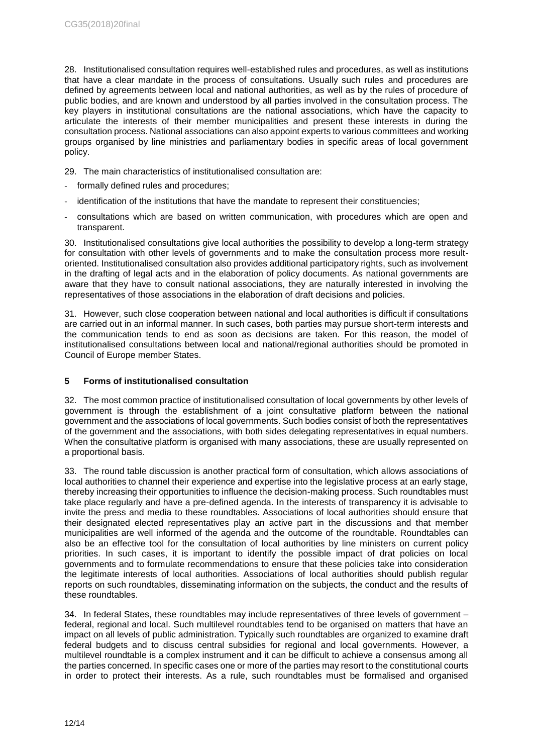28. Institutionalised consultation requires well-established rules and procedures, as well as institutions that have a clear mandate in the process of consultations. Usually such rules and procedures are defined by agreements between local and national authorities, as well as by the rules of procedure of public bodies, and are known and understood by all parties involved in the consultation process. The key players in institutional consultations are the national associations, which have the capacity to articulate the interests of their member municipalities and present these interests in during the consultation process. National associations can also appoint experts to various committees and working groups organised by line ministries and parliamentary bodies in specific areas of local government policy.

29. The main characteristics of institutionalised consultation are:

- formally defined rules and procedures;
- identification of the institutions that have the mandate to represent their constituencies;
- consultations which are based on written communication, with procedures which are open and transparent.

30. Institutionalised consultations give local authorities the possibility to develop a long-term strategy for consultation with other levels of governments and to make the consultation process more result-oriented. Institutionalised consultation also provides additional participatory rights, such as involvement in the drafting of legal acts and in the elaboration of policy documents. As national governments are aware that they have to consult national associations, they are naturally interested in involving the representatives of those associations in the elaboration of draft decisions and policies.

31. However, such close cooperation between national and local authorities is difficult if consultations are carried out in an informal manner. In such cases, both parties may pursue short-term interests and the communication tends to end as soon as decisions are taken. For this reason, the model of institutionalised consultations between local and national/regional authorities should be promoted in Council of Europe member States.

## 5 Forms of institutionalised consultation

32. The most common practice of institutionalised consultation of local governments by other levels of government is through the establishment of a joint consultative platform between the national government and the associations of local governments. Such bodies consist of both the representatives of the government and the associations, with both sides delegating representatives in equal numbers. When the consultative platform is organised with many associations, these are usually represented on a proportional basis.

33. The round table discussion is another practical form of consultation, which allows associations of local authorities to channel their experience and expertise into the legislative process at an early stage, thereby increasing their opportunities to influence the decision-making process. Such roundtables must take place regularly and have a pre-defined agenda. In the interests of transparency it is advisable to invite the press and media to these roundtables. Associations of local authorities should ensure that their designated elected representatives play an active part in the discussions and that member municipalities are well informed of the agenda and the outcome of the roundtable. Roundtables can also be an effective tool for the consultation of local authorities by line ministers on current policy priorities. In such cases, it is important to identify the possible impact of drat policies on local governments and to formulate recommendations to ensure that these policies take into consideration the legitimate interests of local authorities. Associations of local authorities should publish regular reports on such roundtables, disseminating information on the subjects, the conduct and the results of these roundtables.

34. In federal States, these roundtables may include representatives of three levels of government – federal, regional and local. Such multilevel roundtables tend to be organised on matters that have an impact on all levels of public administration. Typically such roundtables are organized to examine draft federal budgets and to discuss central subsidies for regional and local governments. However, a multilevel roundtable is a complex instrument and it can be difficult to achieve a consensus among all the parties concerned. In specific cases one or more of the parties may resort to the constitutional courts in order to protect their interests. As a rule, such roundtables must be formalised and organised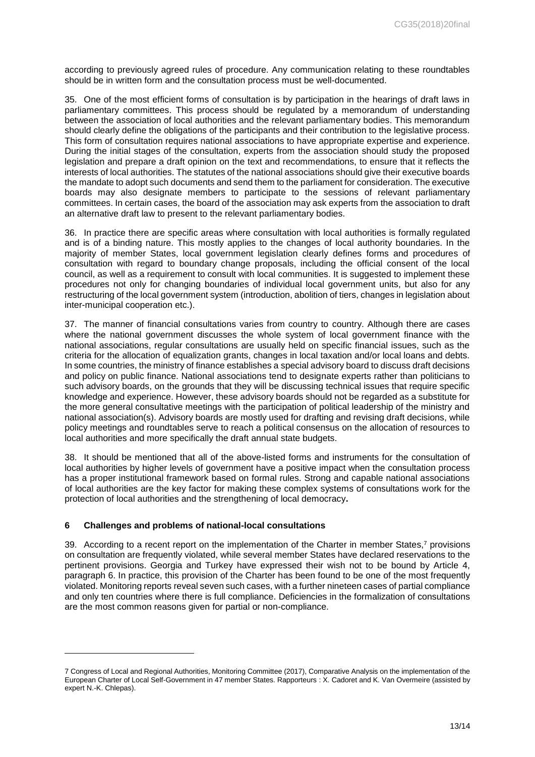according to previously agreed rules of procedure. Any communication relating to these roundtables should be in written form and the consultation process must be well-documented.

35. One of the most efficient forms of consultation is by participation in the hearings of draft laws in parliamentary committees. This process should be regulated by a memorandum of understanding between the association of local authorities and the relevant parliamentary bodies. This memorandum should clearly define the obligations of the participants and their contribution to the legislative process. This form of consultation requires national associations to have appropriate expertise and experience. During the initial stages of the consultation, experts from the association should study the proposed legislation and prepare a draft opinion on the text and recommendations, to ensure that it reflects the interests of local authorities. The statutes of the national associations should give their executive boards the mandate to adopt such documents and send them to the parliament for consideration. The executive boards may also designate members to participate to the sessions of relevant parliamentary committees. In certain cases, the board of the association may ask experts from the association to draft an alternative draft law to present to the relevant parliamentary bodies.

36. In practice there are specific areas where consultation with local authorities is formally regulated and is of a binding nature. This mostly applies to the changes of local authority boundaries. In the majority of member States, local government legislation clearly defines forms and procedures of consultation with regard to boundary change proposals, including the official consent of the local council, as well as a requirement to consult with local communities. It is suggested to implement these procedures not only for changing boundaries of individual local government units, but also for any restructuring of the local government system (introduction, abolition of tiers, changes in legislation about inter-municipal cooperation etc.).

37. The manner of financial consultations varies from country to country. Although there are cases where the national government discusses the whole system of local government finance with the national associations, regular consultations are usually held on specific financial issues, such as the criteria for the allocation of equalization grants, changes in local taxation and/or local loans and debts. In some countries, the ministry of finance establishes a special advisory board to discuss draft decisions and policy on public finance. National associations tend to designate experts rather than politicians to such advisory boards, on the grounds that they will be discussing technical issues that require specific knowledge and experience. However, these advisory boards should not be regarded as a substitute for the more general consultative meetings with the participation of political leadership of the ministry and national association(s). Advisory boards are mostly used for drafting and revising draft decisions, while policy meetings and roundtables serve to reach a political consensus on the allocation of resources to local authorities and more specifically the draft annual state budgets.

38. It should be mentioned that all of the above-listed forms and instruments for the consultation of local authorities by higher levels of government have a positive impact when the consultation process has a proper institutional framework based on formal rules. Strong and capable national associations of local authorities are the key factor for making these complex systems of consultations work for the protection of local authorities and the strengthening of local democracy**.**

## 6 Challenges and problems of national-local consultations

39. According to a recent report on the implementation of the Charter in member States,[7] provisions on consultation are frequently violated, while several member States have declared reservations to the pertinent provisions. Georgia and Turkey have expressed their wish not to be bound by Article 4, paragraph 6. In practice, this provision of the Charter has been found to be one of the most frequently violated. Monitoring reports reveal seven such cases, with a further nineteen cases of partial compliance and only ten countries where there is full compliance. Deficiencies in the formalization of consultations are the most common reasons given for partial or non-compliance.

---

7 Congress of Local and Regional Authorities, Monitoring Committee (2017), Comparative Analysis on the implementation of the European Charter of Local Self-Government in 47 member States. Rapporteurs : X. Cadoret and K. Van Overmeire (assisted by expert N.-K. Chlepas).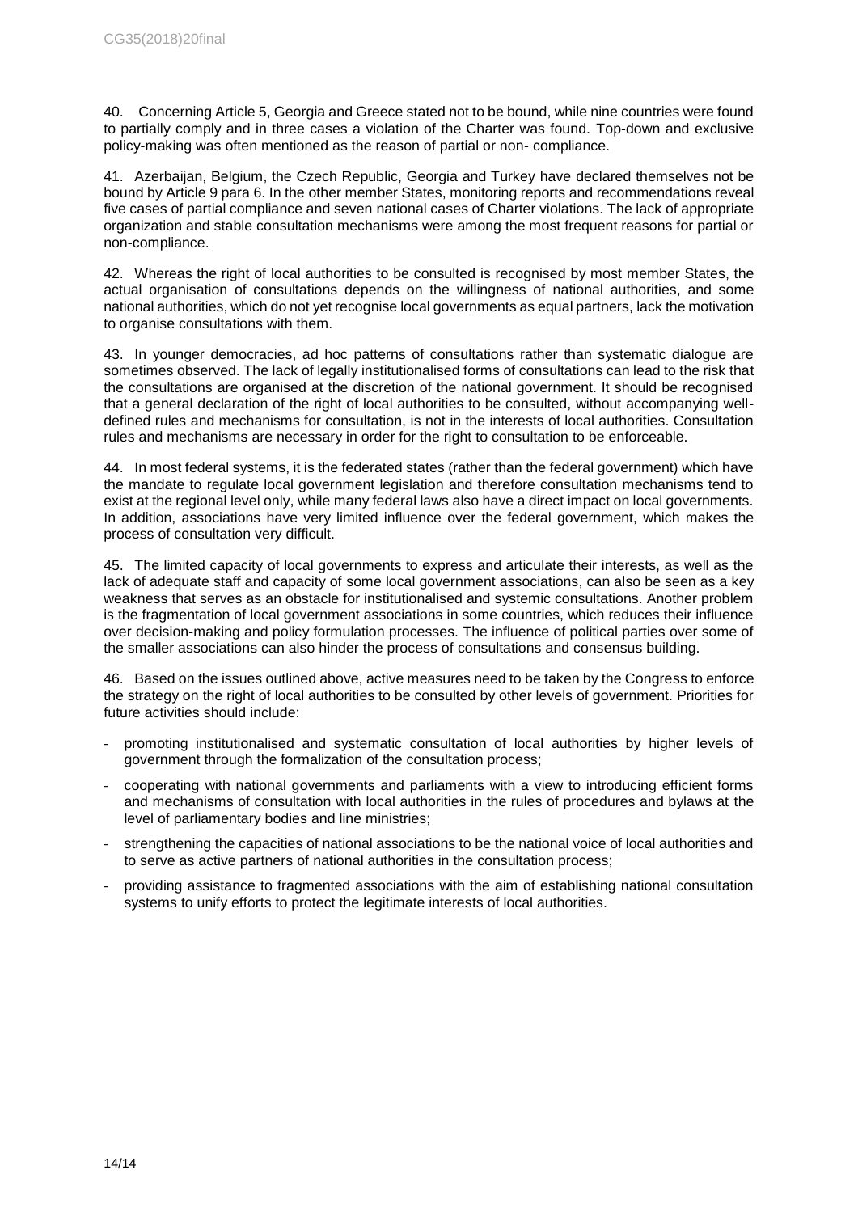40. Concerning Article 5, Georgia and Greece stated not to be bound, while nine countries were found to partially comply and in three cases a violation of the Charter was found. Top-down and exclusive policy-making was often mentioned as the reason of partial or non- compliance.

41. Azerbaijan, Belgium, the Czech Republic, Georgia and Turkey have declared themselves not be bound by Article 9 para 6. In the other member States, monitoring reports and recommendations reveal five cases of partial compliance and seven national cases of Charter violations. The lack of appropriate organization and stable consultation mechanisms were among the most frequent reasons for partial or non-compliance.

42. Whereas the right of local authorities to be consulted is recognised by most member States, the actual organisation of consultations depends on the willingness of national authorities, and some national authorities, which do not yet recognise local governments as equal partners, lack the motivation to organise consultations with them.

43. In younger democracies, ad hoc patterns of consultations rather than systematic dialogue are sometimes observed. The lack of legally institutionalised forms of consultations can lead to the risk that the consultations are organised at the discretion of the national government. It should be recognised that a general declaration of the right of local authorities to be consulted, without accompanying well-defined rules and mechanisms for consultation, is not in the interests of local authorities. Consultation rules and mechanisms are necessary in order for the right to consultation to be enforceable.

44. In most federal systems, it is the federated states (rather than the federal government) which have the mandate to regulate local government legislation and therefore consultation mechanisms tend to exist at the regional level only, while many federal laws also have a direct impact on local governments. In addition, associations have very limited influence over the federal government, which makes the process of consultation very difficult.

45. The limited capacity of local governments to express and articulate their interests, as well as the lack of adequate staff and capacity of some local government associations, can also be seen as a key weakness that serves as an obstacle for institutionalised and systemic consultations. Another problem is the fragmentation of local government associations in some countries, which reduces their influence over decision-making and policy formulation processes. The influence of political parties over some of the smaller associations can also hinder the process of consultations and consensus building.

46. Based on the issues outlined above, active measures need to be taken by the Congress to enforce the strategy on the right of local authorities to be consulted by other levels of government. Priorities for future activities should include:

- promoting institutionalised and systematic consultation of local authorities by higher levels of government through the formalization of the consultation process;
- cooperating with national governments and parliaments with a view to introducing efficient forms and mechanisms of consultation with local authorities in the rules of procedures and bylaws at the level of parliamentary bodies and line ministries;
- strengthening the capacities of national associations to be the national voice of local authorities and to serve as active partners of national authorities in the consultation process;
- providing assistance to fragmented associations with the aim of establishing national consultation systems to unify efforts to protect the legitimate interests of local authorities.